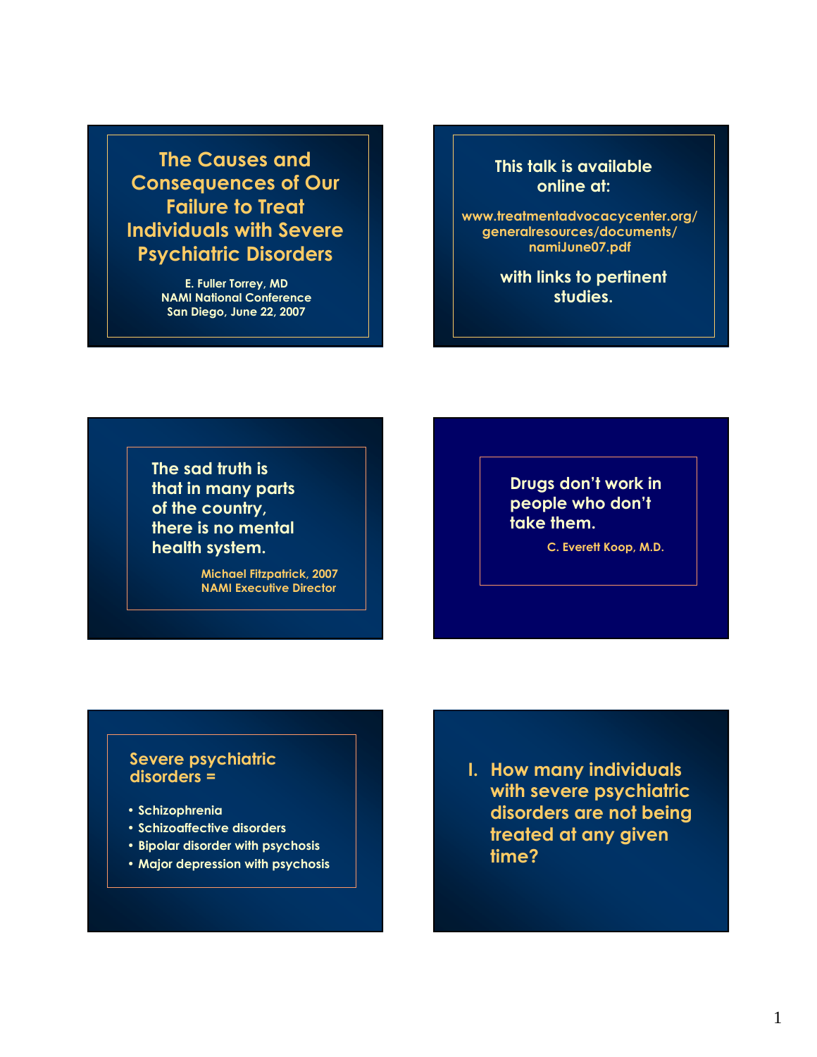# The Causes and Consequences of Our Failure to Treat Individuals with Severe Psychiatric Disorders

E. Fuller Torrey, MD
NAMI National Conference
San Diego, June 22, 2007

---

This talk is available online at:

www.treatmentadvocacycenter.org/generalresources/documents/namiJune07.pdf

with links to pertinent studies.

---

The sad truth is that in many parts of the country, there is no mental health system.

Michael Fitzpatrick, 2007
NAMI Executive Director

---

Drugs don't work in people who don't take them.

C. Everett Koop, M.D.

---

Severe psychiatric disorders =

- Schizophrenia
- Schizoaffective disorders
- Bipolar disorder with psychosis
- Major depression with psychosis

---

## I. How many individuals with severe psychiatric disorders are not being treated at any given time?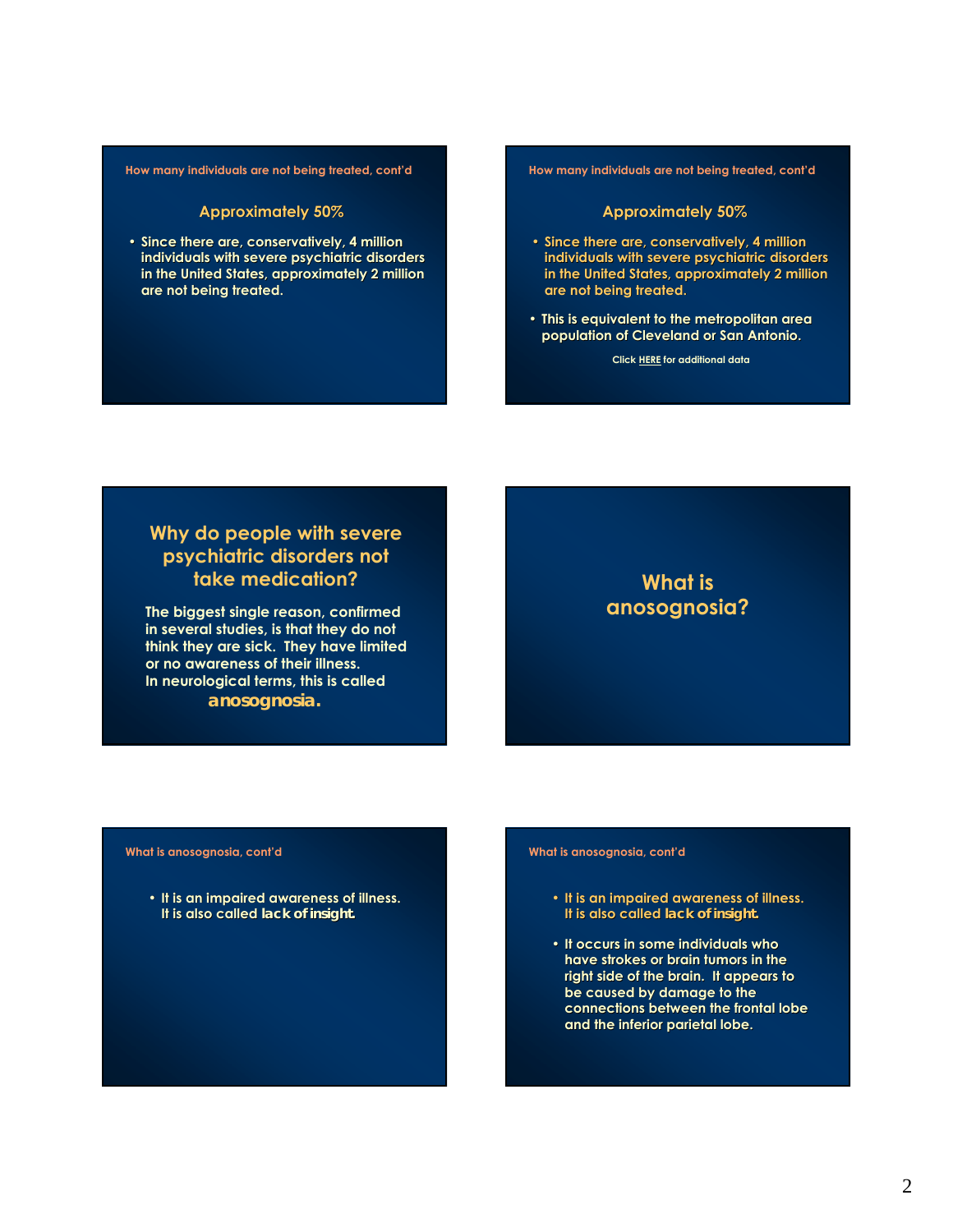How many individuals are not being treated, cont'd

## Approximately 50%

- Since there are, conservatively, 4 million individuals with severe psychiatric disorders in the United States, approximately 2 million are not being treated.

How many individuals are not being treated, cont'd

## Approximately 50%

- Since there are, conservatively, 4 million individuals with severe psychiatric disorders in the United States, approximately 2 million are not being treated.
- This is equivalent to the metropolitan area population of Cleveland or San Antonio.

Click HERE for additional data

## Why do people with severe psychiatric disorders not take medication?

The biggest single reason, confirmed in several studies, is that they do not think they are sick. They have limited or no awareness of their illness.
In neurological terms, this is called **anosognosia.**

## What is anosognosia?

What is anosognosia, cont'd

- It is an impaired awareness of illness. It is also called **lack of insight.**

What is anosognosia, cont'd

- It is an impaired awareness of illness. It is also called **lack of insight.**
- It occurs in some individuals who have strokes or brain tumors in the right side of the brain. It appears to be caused by damage to the connections between the frontal lobe and the inferior parietal lobe.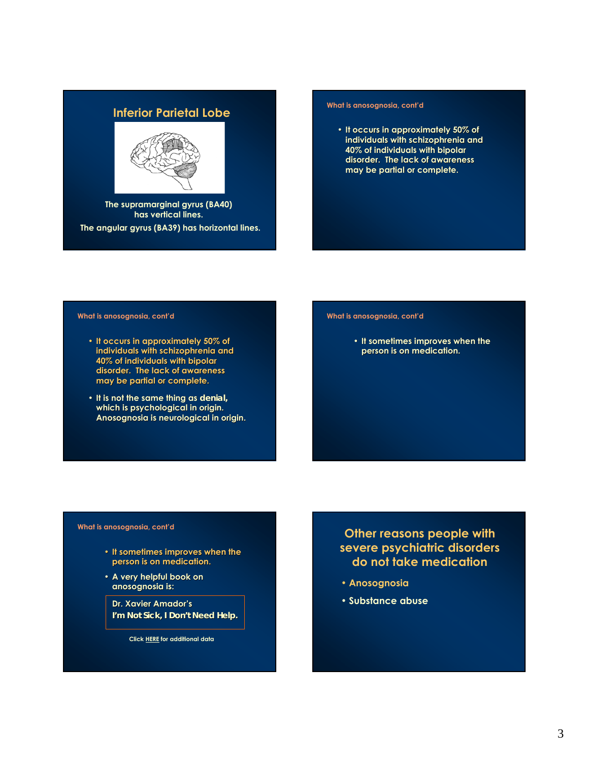## Inferior Parietal Lobe

The supramarginal gyrus (BA40) has vertical lines.

The angular gyrus (BA39) has horizontal lines.

---

What is anosognosia, cont'd

- It occurs in approximately 50% of individuals with schizophrenia and 40% of individuals with bipolar disorder. The lack of awareness may be partial or complete.

---

What is anosognosia, cont'd

- It occurs in approximately 50% of individuals with schizophrenia and 40% of individuals with bipolar disorder. The lack of awareness may be partial or complete.
- It is not the same thing as **denial,** which is psychological in origin. Anosognosia is neurological in origin.

---

What is anosognosia, cont'd

- It sometimes improves when the person is on medication.

---

What is anosognosia, cont'd

- It sometimes improves when the person is on medication.
- A very helpful book on anosognosia is:

Dr. Xavier Amador's
**I'm Not Sick, I Don't Need Help.**

Click HERE for additional data

---

## Other reasons people with severe psychiatric disorders do not take medication

- Anosognosia
- Substance abuse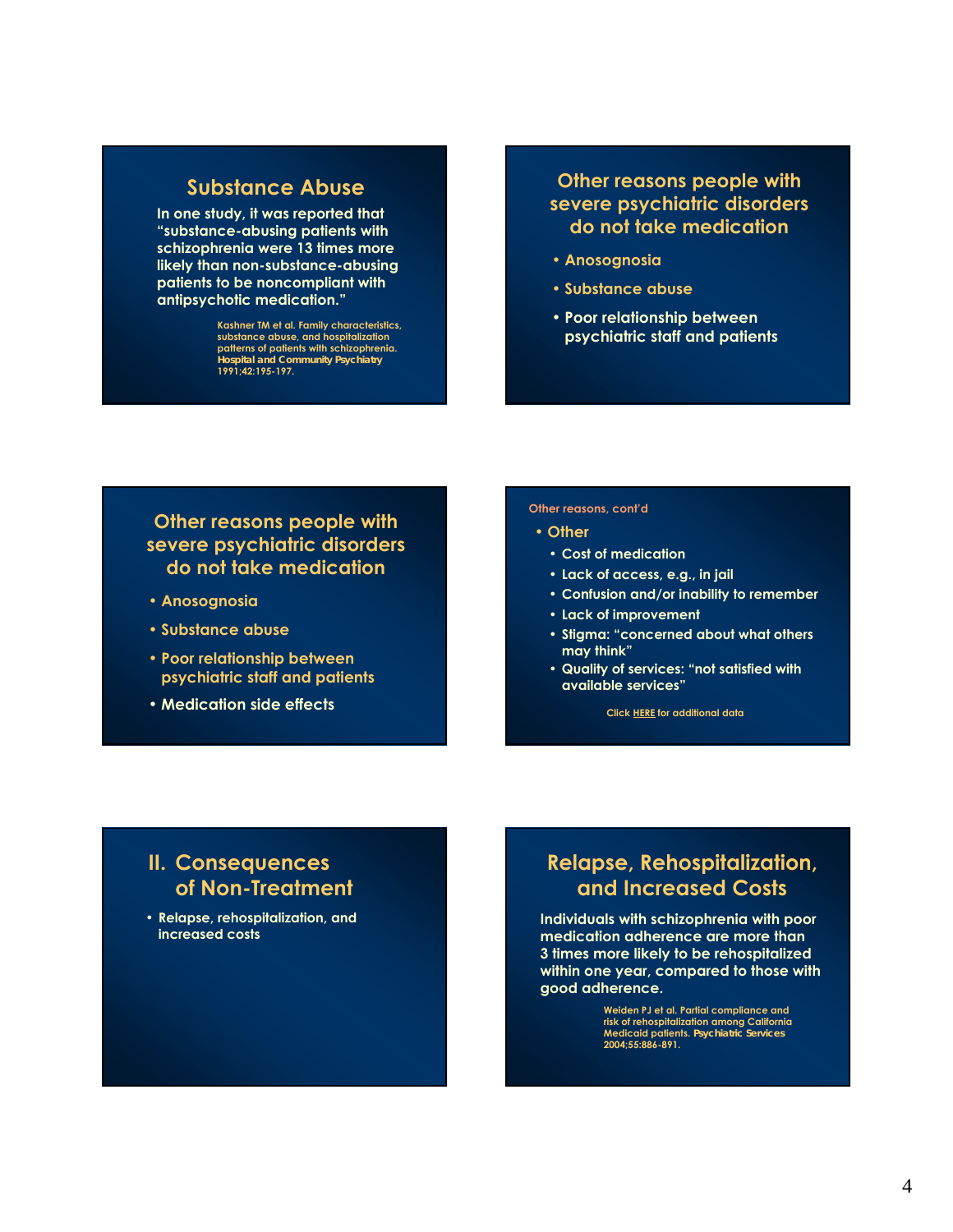## Substance Abuse

In one study, it was reported that "substance-abusing patients with schizophrenia were 13 times more likely than non-substance-abusing patients to be noncompliant with antipsychotic medication."

Kashner TM et al. Family characteristics, substance abuse, and hospitalization patterns of patients with schizophrenia. **Hospital and Community Psychiatry** 1991;42:195-197.

## Other reasons people with severe psychiatric disorders do not take medication

- Anosognosia
- Substance abuse
- Poor relationship between psychiatric staff and patients

## Other reasons people with severe psychiatric disorders do not take medication

- Anosognosia
- Substance abuse
- Poor relationship between psychiatric staff and patients
- Medication side effects

Other reasons, cont'd

- Other
  - Cost of medication
  - Lack of access, e.g., in jail
  - Confusion and/or inability to remember
  - Lack of improvement
  - Stigma: "concerned about what others may think"
  - Quality of services: "not satisfied with available services"

Click HERE for additional data

## II. Consequences of Non-Treatment

- Relapse, rehospitalization, and increased costs

## Relapse, Rehospitalization, and Increased Costs

Individuals with schizophrenia with poor medication adherence are more than 3 times more likely to be rehospitalized within one year, compared to those with good adherence.

Weiden PJ et al. Partial compliance and risk of rehospitalization among California Medicaid patients. **Psychiatric Services** 2004;55:886-891.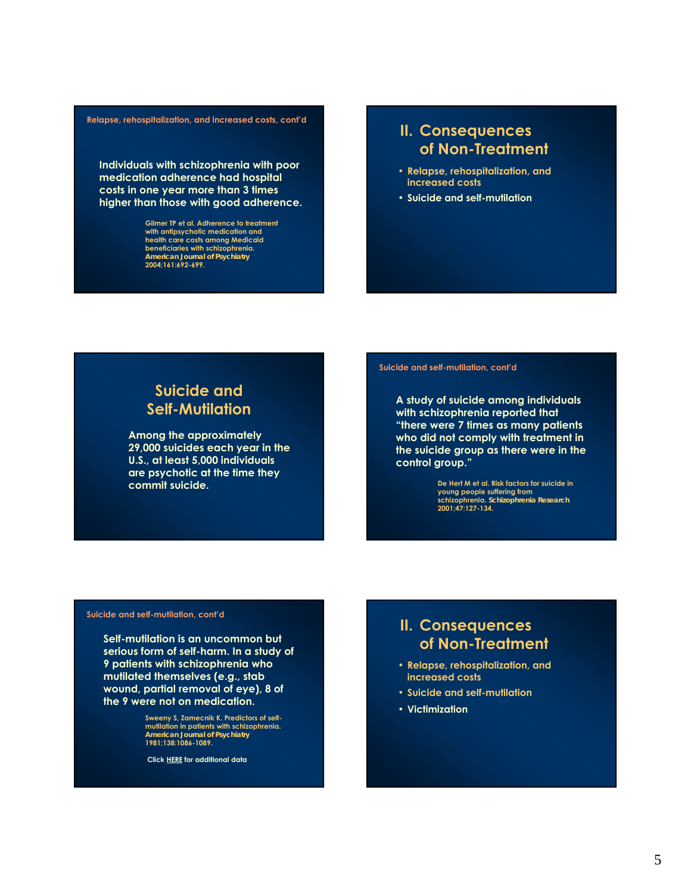Relapse, rehospitalization, and increased costs, cont'd

Individuals with schizophrenia with poor medication adherence had hospital costs in one year more than 3 times higher than those with good adherence.

Gilmer TP et al. Adherence to treatment with antipsychotic medication and health care costs among Medicaid beneficiaries with schizophrenia. **American Journal of Psychiatry** 2004;161:692-699.

## II. Consequences of Non-Treatment

- Relapse, rehospitalization, and increased costs
- Suicide and self-mutilation

## Suicide and Self-Mutilation

Among the approximately 29,000 suicides each year in the U.S., at least 5,000 individuals are psychotic at the time they commit suicide.

Suicide and self-mutilation, cont'd

A study of suicide among individuals with schizophrenia reported that "there were 7 times as many patients who did not comply with treatment in the suicide group as there were in the control group."

De Hert M et al. Risk factors for suicide in young people suffering from schizophrenia. **Schizophrenia Research** 2001;47:127-134.

Suicide and self-mutilation, cont'd

Self-mutilation is an uncommon but serious form of self-harm. In a study of 9 patients with schizophrenia who mutilated themselves (e.g., stab wound, partial removal of eye), 8 of the 9 were not on medication.

Sweeny S, Zamecnik K. Predictors of self-mutilation in patients with schizophrenia. **American Journal of Psychiatry** 1981;138:1086-1089.

Click HERE for additional data

## II. Consequences of Non-Treatment

- Relapse, rehospitalization, and increased costs
- Suicide and self-mutilation
- Victimization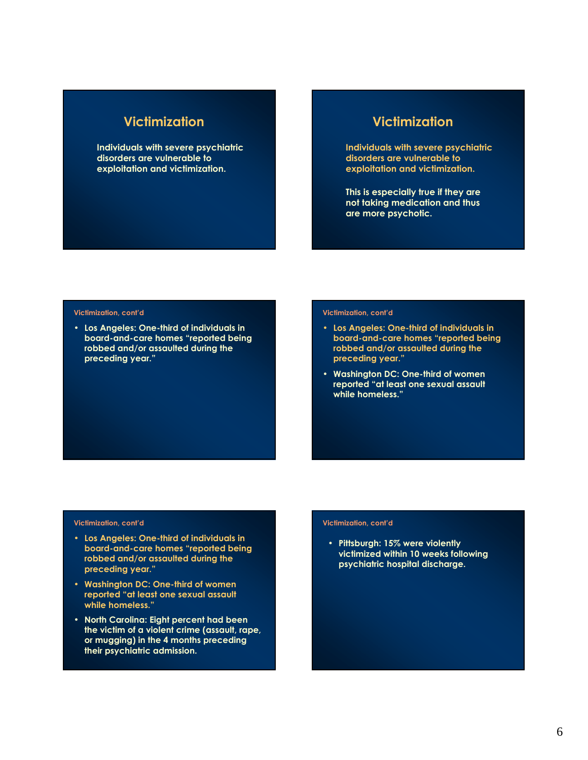## Victimization

Individuals with severe psychiatric disorders are vulnerable to exploitation and victimization.

## Victimization

Individuals with severe psychiatric disorders are vulnerable to exploitation and victimization.

This is especially true if they are not taking medication and thus are more psychotic.

### Victimization, cont'd

- Los Angeles: One-third of individuals in board-and-care homes "reported being robbed and/or assaulted during the preceding year."

### Victimization, cont'd

- Los Angeles: One-third of individuals in board-and-care homes "reported being robbed and/or assaulted during the preceding year."
- Washington DC: One-third of women reported "at least one sexual assault while homeless."

### Victimization, cont'd

- Los Angeles: One-third of individuals in board-and-care homes "reported being robbed and/or assaulted during the preceding year."
- Washington DC: One-third of women reported "at least one sexual assault while homeless."
- North Carolina: Eight percent had been the victim of a violent crime (assault, rape, or mugging) in the 4 months preceding their psychiatric admission.

### Victimization, cont'd

- Pittsburgh: 15% were violently victimized within 10 weeks following psychiatric hospital discharge.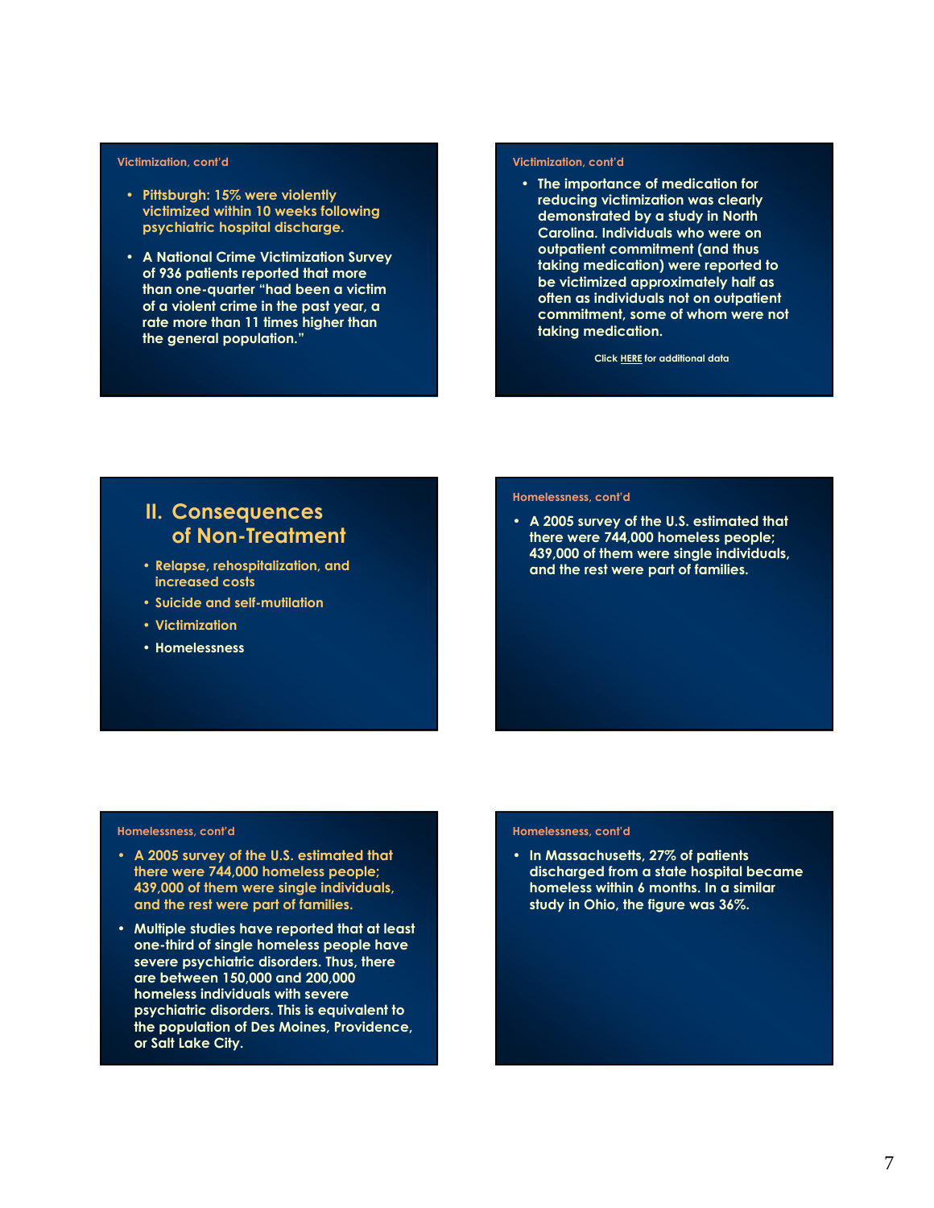### Victimization, cont'd

- Pittsburgh: 15% were violently victimized within 10 weeks following psychiatric hospital discharge.
- A National Crime Victimization Survey of 936 patients reported that more than one-quarter "had been a victim of a violent crime in the past year, a rate more than 11 times higher than the general population."

### Victimization, cont'd

- The importance of medication for reducing victimization was clearly demonstrated by a study in North Carolina. Individuals who were on outpatient commitment (and thus taking medication) were reported to be victimized approximately half as often as individuals not on outpatient commitment, some of whom were not taking medication.

Click HERE for additional data

## II. Consequences of Non-Treatment

- Relapse, rehospitalization, and increased costs
- Suicide and self-mutilation
- Victimization
- Homelessness

### Homelessness, cont'd

- A 2005 survey of the U.S. estimated that there were 744,000 homeless people; 439,000 of them were single individuals, and the rest were part of families.

### Homelessness, cont'd

- A 2005 survey of the U.S. estimated that there were 744,000 homeless people; 439,000 of them were single individuals, and the rest were part of families.
- Multiple studies have reported that at least one-third of single homeless people have severe psychiatric disorders. Thus, there are between 150,000 and 200,000 homeless individuals with severe psychiatric disorders. This is equivalent to the population of Des Moines, Providence, or Salt Lake City.

### Homelessness, cont'd

- In Massachusetts, 27% of patients discharged from a state hospital became homeless within 6 months. In a similar study in Ohio, the figure was 36%.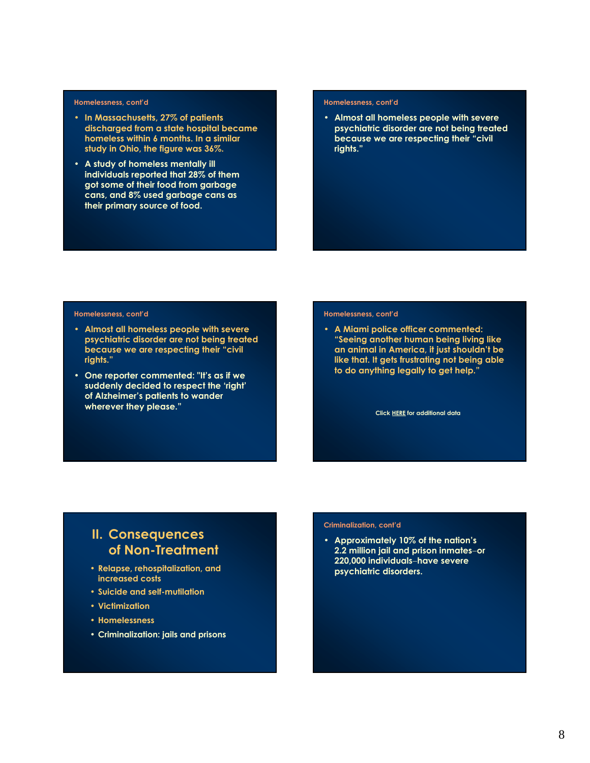### Homelessness, cont'd

- In Massachusetts, 27% of patients discharged from a state hospital became homeless within 6 months. In a similar study in Ohio, the figure was 36%.
- A study of homeless mentally ill individuals reported that 28% of them got some of their food from garbage cans, and 8% used garbage cans as their primary source of food.

### Homelessness, cont'd

- Almost all homeless people with severe psychiatric disorder are not being treated because we are respecting their "civil rights."

### Homelessness, cont'd

- Almost all homeless people with severe psychiatric disorder are not being treated because we are respecting their "civil rights."
- One reporter commented: "It's as if we suddenly decided to respect the 'right' of Alzheimer's patients to wander wherever they please."

### Homelessness, cont'd

- A Miami police officer commented: "Seeing another human being living like an animal in America, it just shouldn't be like that. It gets frustrating not being able to do anything legally to get help."

Click HERE for additional data

## II. Consequences of Non-Treatment

- Relapse, rehospitalization, and increased costs
- Suicide and self-mutilation
- Victimization
- Homelessness
- Criminalization: jails and prisons

### Criminalization, cont'd

- Approximately 10% of the nation's 2.2 million jail and prison inmates–or 220,000 individuals–have severe psychiatric disorders.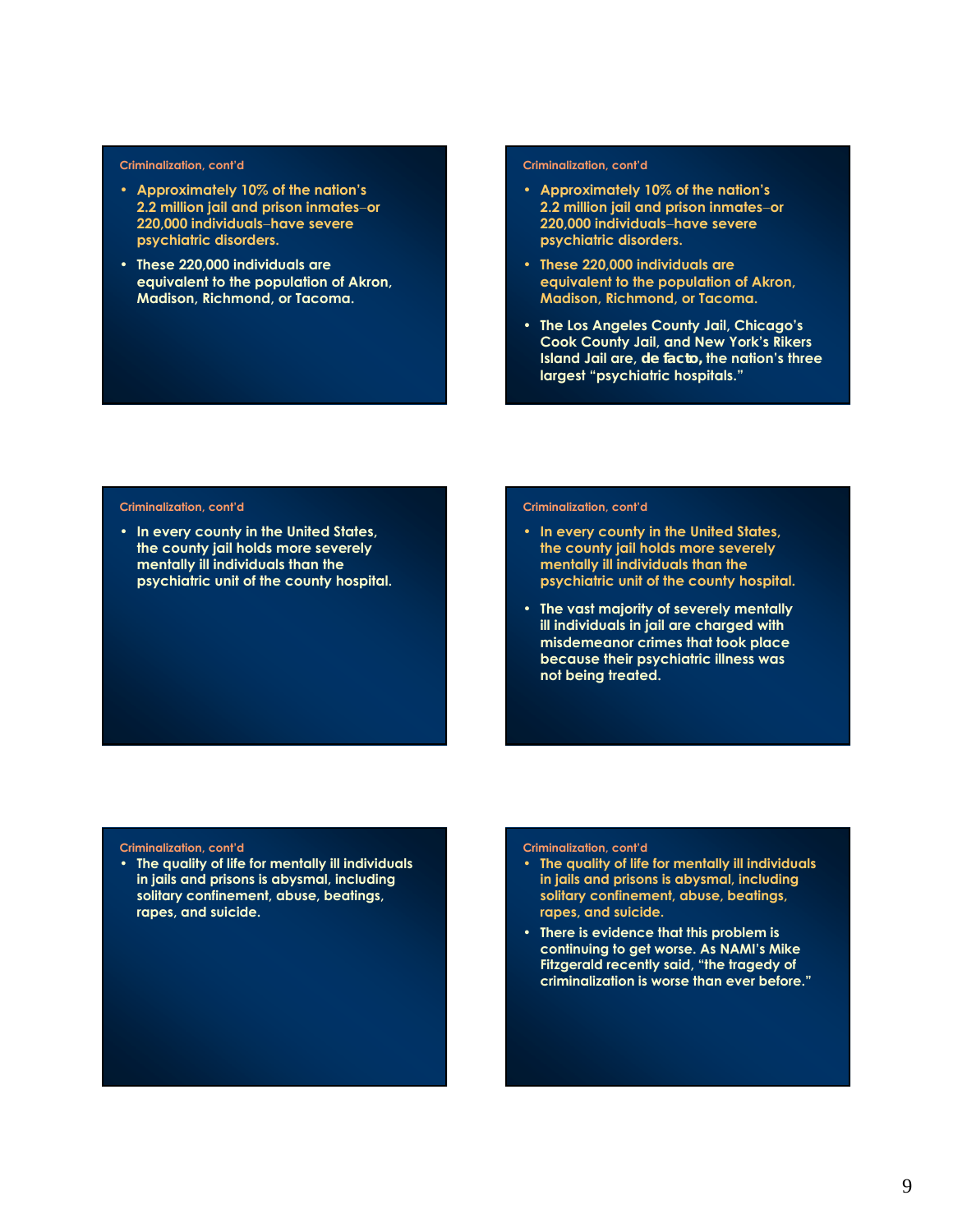### Criminalization, cont'd

- Approximately 10% of the nation's 2.2 million jail and prison inmates–or 220,000 individuals–have severe psychiatric disorders.
- These 220,000 individuals are equivalent to the population of Akron, Madison, Richmond, or Tacoma.

### Criminalization, cont'd

- Approximately 10% of the nation's 2.2 million jail and prison inmates–or 220,000 individuals–have severe psychiatric disorders.
- These 220,000 individuals are equivalent to the population of Akron, Madison, Richmond, or Tacoma.
- The Los Angeles County Jail, Chicago's Cook County Jail, and New York's Rikers Island Jail are, **de facto,** the nation's three largest "psychiatric hospitals."

### Criminalization, cont'd

- In every county in the United States, the county jail holds more severely mentally ill individuals than the psychiatric unit of the county hospital.

### Criminalization, cont'd

- In every county in the United States, the county jail holds more severely mentally ill individuals than the psychiatric unit of the county hospital.
- The vast majority of severely mentally ill individuals in jail are charged with misdemeanor crimes that took place because their psychiatric illness was not being treated.

### Criminalization, cont'd

- The quality of life for mentally ill individuals in jails and prisons is abysmal, including solitary confinement, abuse, beatings, rapes, and suicide.

### Criminalization, cont'd

- The quality of life for mentally ill individuals in jails and prisons is abysmal, including solitary confinement, abuse, beatings, rapes, and suicide.
- There is evidence that this problem is continuing to get worse. As NAMI's Mike Fitzgerald recently said, "the tragedy of criminalization is worse than ever before."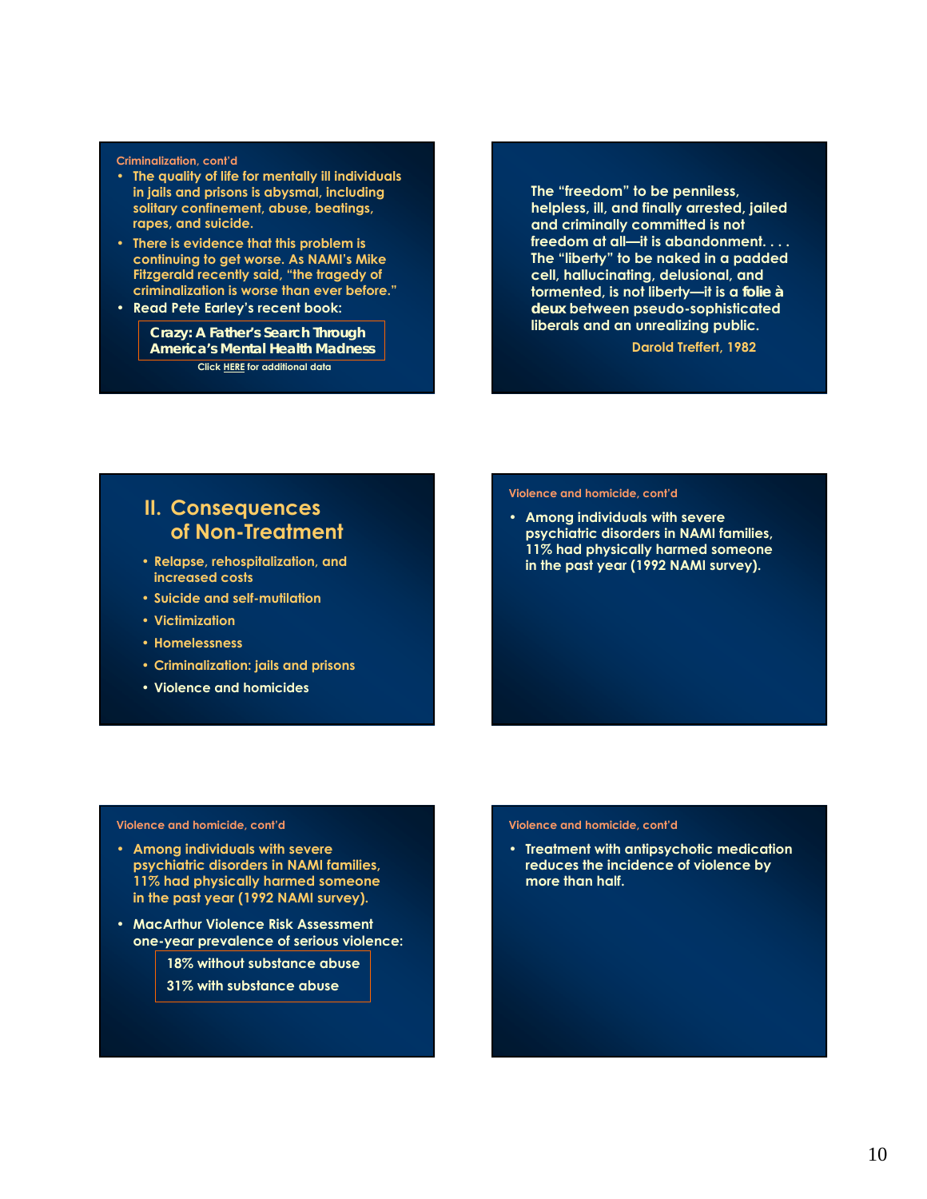Criminalization, cont'd

- The quality of life for mentally ill individuals in jails and prisons is abysmal, including solitary confinement, abuse, beatings, rapes, and suicide.
- There is evidence that this problem is continuing to get worse. As NAMI's Mike Fitzgerald recently said, "the tragedy of criminalization is worse than ever before."
- Read Pete Earley's recent book:

**Crazy: A Father's Search Through America's Mental Health Madness**

Click HERE for additional data

---

The "freedom" to be penniless, helpless, ill, and finally arrested, jailed and criminally committed is not freedom at all—it is abandonment. . . . The "liberty" to be naked in a padded cell, hallucinating, delusional, and tormented, is not liberty—it is a **folie à deux** between pseudo-sophisticated liberals and an unrealizing public.

Darold Treffert, 1982

---

## II. Consequences of Non-Treatment

- Relapse, rehospitalization, and increased costs
- Suicide and self-mutilation
- Victimization
- Homelessness
- Criminalization: jails and prisons
- Violence and homicides

---

Violence and homicide, cont'd

- Among individuals with severe psychiatric disorders in NAMI families, 11% had physically harmed someone in the past year (1992 NAMI survey).

---

Violence and homicide, cont'd

- Among individuals with severe psychiatric disorders in NAMI families, 11% had physically harmed someone in the past year (1992 NAMI survey).
- MacArthur Violence Risk Assessment one-year prevalence of serious violence:

  18% without substance abuse
  31% with substance abuse

---

Violence and homicide, cont'd

- Treatment with antipsychotic medication reduces the incidence of violence by more than half.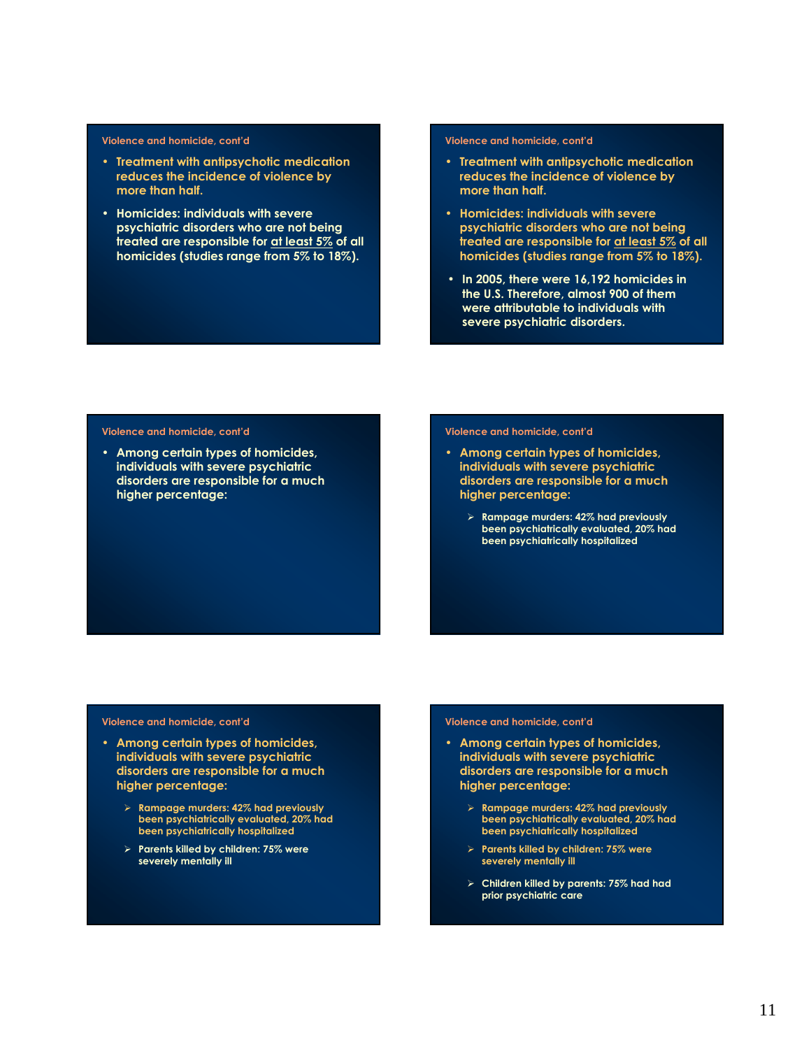### Violence and homicide, cont'd

- Treatment with antipsychotic medication reduces the incidence of violence by more than half.
- Homicides: individuals with severe psychiatric disorders who are not being treated are responsible for <u>at least 5%</u> of all homicides (studies range from 5% to 18%).

### Violence and homicide, cont'd

- Treatment with antipsychotic medication reduces the incidence of violence by more than half.
- Homicides: individuals with severe psychiatric disorders who are not being treated are responsible for <u>at least 5%</u> of all homicides (studies range from 5% to 18%).
- In 2005, there were 16,192 homicides in the U.S. Therefore, almost 900 of them were attributable to individuals with severe psychiatric disorders.

### Violence and homicide, cont'd

- Among certain types of homicides, individuals with severe psychiatric disorders are responsible for a much higher percentage:

### Violence and homicide, cont'd

- Among certain types of homicides, individuals with severe psychiatric disorders are responsible for a much higher percentage:
  - Rampage murders: 42% had previously been psychiatrically evaluated, 20% had been psychiatrically hospitalized

### Violence and homicide, cont'd

- Among certain types of homicides, individuals with severe psychiatric disorders are responsible for a much higher percentage:
  - Rampage murders: 42% had previously been psychiatrically evaluated, 20% had been psychiatrically hospitalized
  - Parents killed by children: 75% were severely mentally ill

### Violence and homicide, cont'd

- Among certain types of homicides, individuals with severe psychiatric disorders are responsible for a much higher percentage:
  - Rampage murders: 42% had previously been psychiatrically evaluated, 20% had been psychiatrically hospitalized
  - Parents killed by children: 75% were severely mentally ill
  - Children killed by parents: 75% had had prior psychiatric care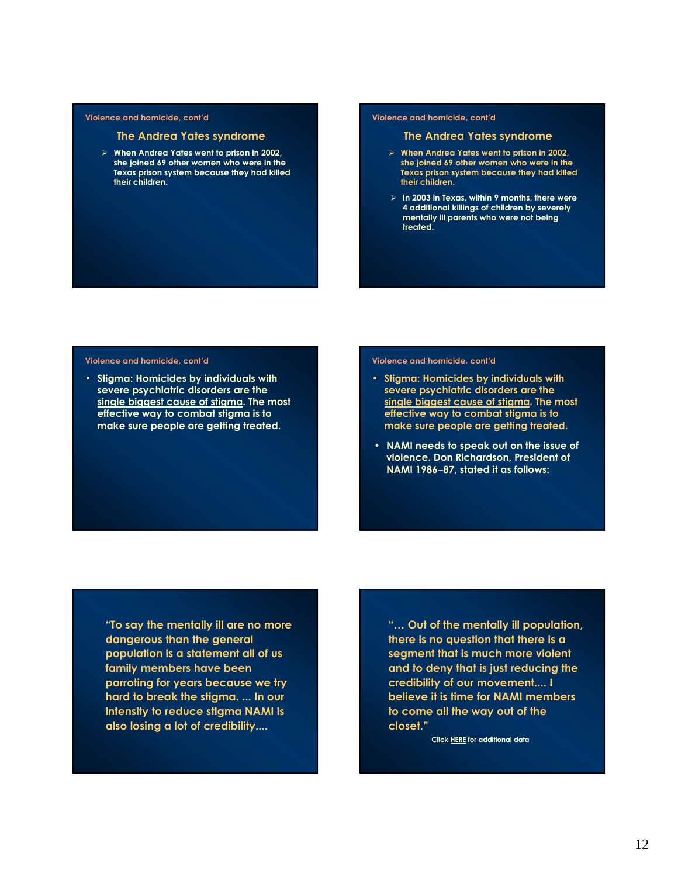Violence and homicide, cont'd

## The Andrea Yates syndrome

- When Andrea Yates went to prison in 2002, she joined 69 other women who were in the Texas prison system because they had killed their children.

Violence and homicide, cont'd

## The Andrea Yates syndrome

- When Andrea Yates went to prison in 2002, she joined 69 other women who were in the Texas prison system because they had killed their children.
- In 2003 in Texas, within 9 months, there were 4 additional killings of children by severely mentally ill parents who were not being treated.

Violence and homicide, cont'd

- Stigma: Homicides by individuals with severe psychiatric disorders are the single biggest cause of stigma. The most effective way to combat stigma is to make sure people are getting treated.

Violence and homicide, cont'd

- Stigma: Homicides by individuals with severe psychiatric disorders are the single biggest cause of stigma. The most effective way to combat stigma is to make sure people are getting treated.
- NAMI needs to speak out on the issue of violence. Don Richardson, President of NAMI 1986–87, stated it as follows:

"To say the mentally ill are no more dangerous than the general population is a statement all of us family members have been parroting for years because we try hard to break the stigma. ... In our intensity to reduce stigma NAMI is also losing a lot of credibility....

"… Out of the mentally ill population, there is no question that there is a segment that is much more violent and to deny that is just reducing the credibility of our movement.... I believe it is time for NAMI members to come all the way out of the closet."

Click HERE for additional data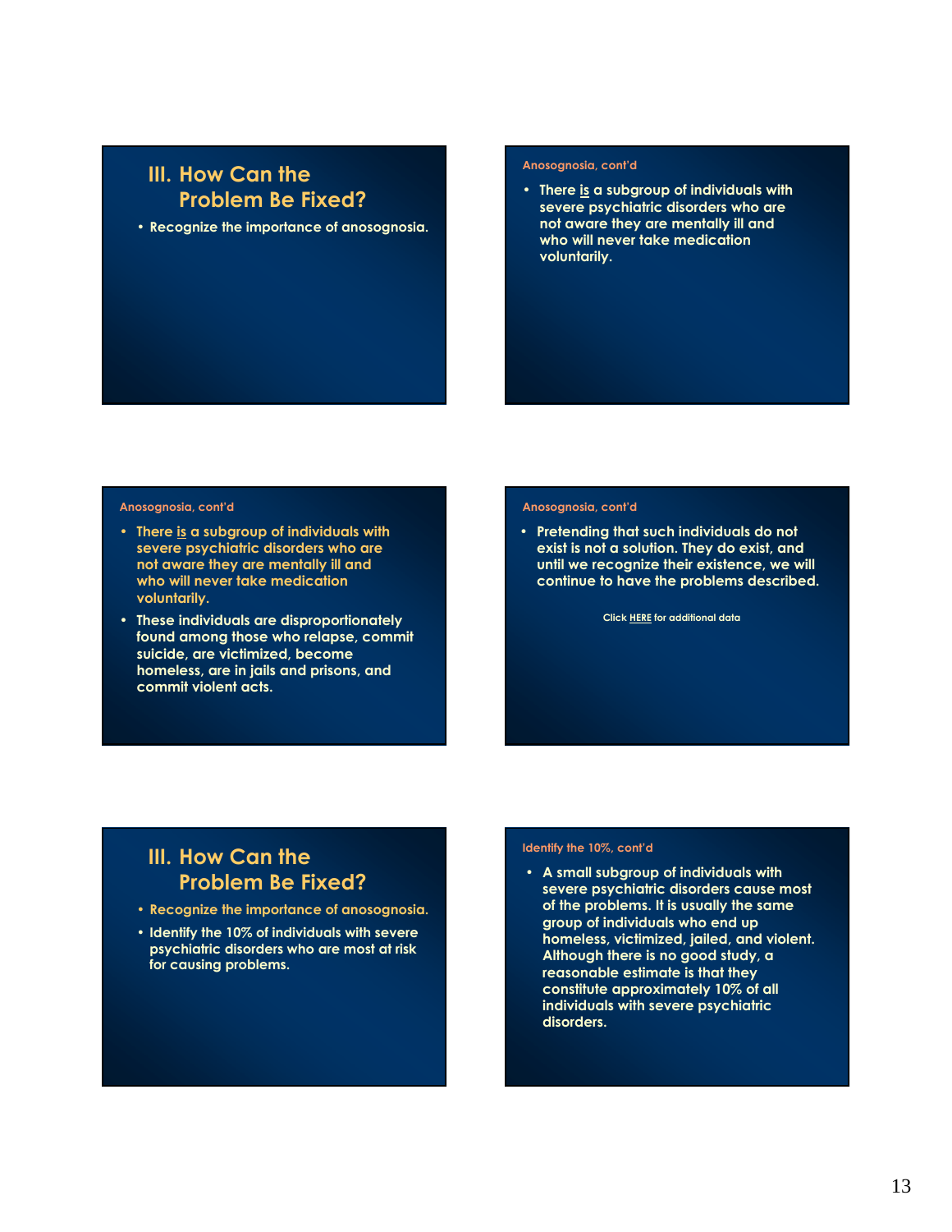## III. How Can the Problem Be Fixed?

- Recognize the importance of anosognosia.

### Anosognosia, cont'd

- There <u>is</u> a subgroup of individuals with severe psychiatric disorders who are not aware they are mentally ill and who will never take medication voluntarily.

### Anosognosia, cont'd

- There <u>is</u> a subgroup of individuals with severe psychiatric disorders who are not aware they are mentally ill and who will never take medication voluntarily.
- These individuals are disproportionately found among those who relapse, commit suicide, are victimized, become homeless, are in jails and prisons, and commit violent acts.

### Anosognosia, cont'd

- Pretending that such individuals do not exist is not a solution. They do exist, and until we recognize their existence, we will continue to have the problems described.

Click <u>HERE</u> for additional data

## III. How Can the Problem Be Fixed?

- Recognize the importance of anosognosia.
- Identify the 10% of individuals with severe psychiatric disorders who are most at risk for causing problems.

### Identify the 10%, cont'd

- A small subgroup of individuals with severe psychiatric disorders cause most of the problems. It is usually the same group of individuals who end up homeless, victimized, jailed, and violent. Although there is no good study, a reasonable estimate is that they constitute approximately 10% of all individuals with severe psychiatric disorders.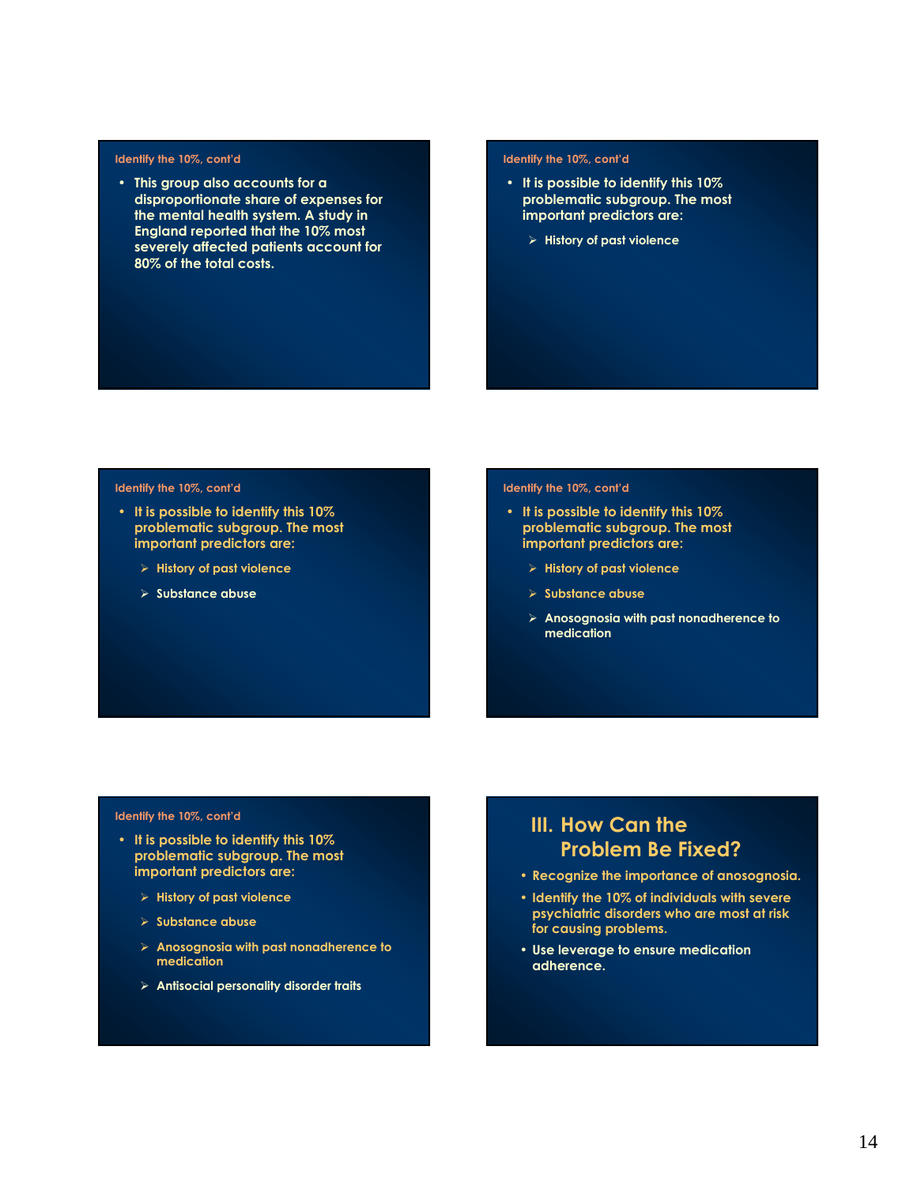### Identify the 10%, cont'd

- This group also accounts for a disproportionate share of expenses for the mental health system. A study in England reported that the 10% most severely affected patients account for 80% of the total costs.

### Identify the 10%, cont'd

- It is possible to identify this 10% problematic subgroup. The most important predictors are:
  - History of past violence

### Identify the 10%, cont'd

- It is possible to identify this 10% problematic subgroup. The most important predictors are:
  - History of past violence
  - Substance abuse

### Identify the 10%, cont'd

- It is possible to identify this 10% problematic subgroup. The most important predictors are:
  - History of past violence
  - Substance abuse
  - Anosognosia with past nonadherence to medication

### Identify the 10%, cont'd

- It is possible to identify this 10% problematic subgroup. The most important predictors are:
  - History of past violence
  - Substance abuse
  - Anosognosia with past nonadherence to medication
  - Antisocial personality disorder traits

## III. How Can the Problem Be Fixed?

- Recognize the importance of anosognosia.
- Identify the 10% of individuals with severe psychiatric disorders who are most at risk for causing problems.
- Use leverage to ensure medication adherence.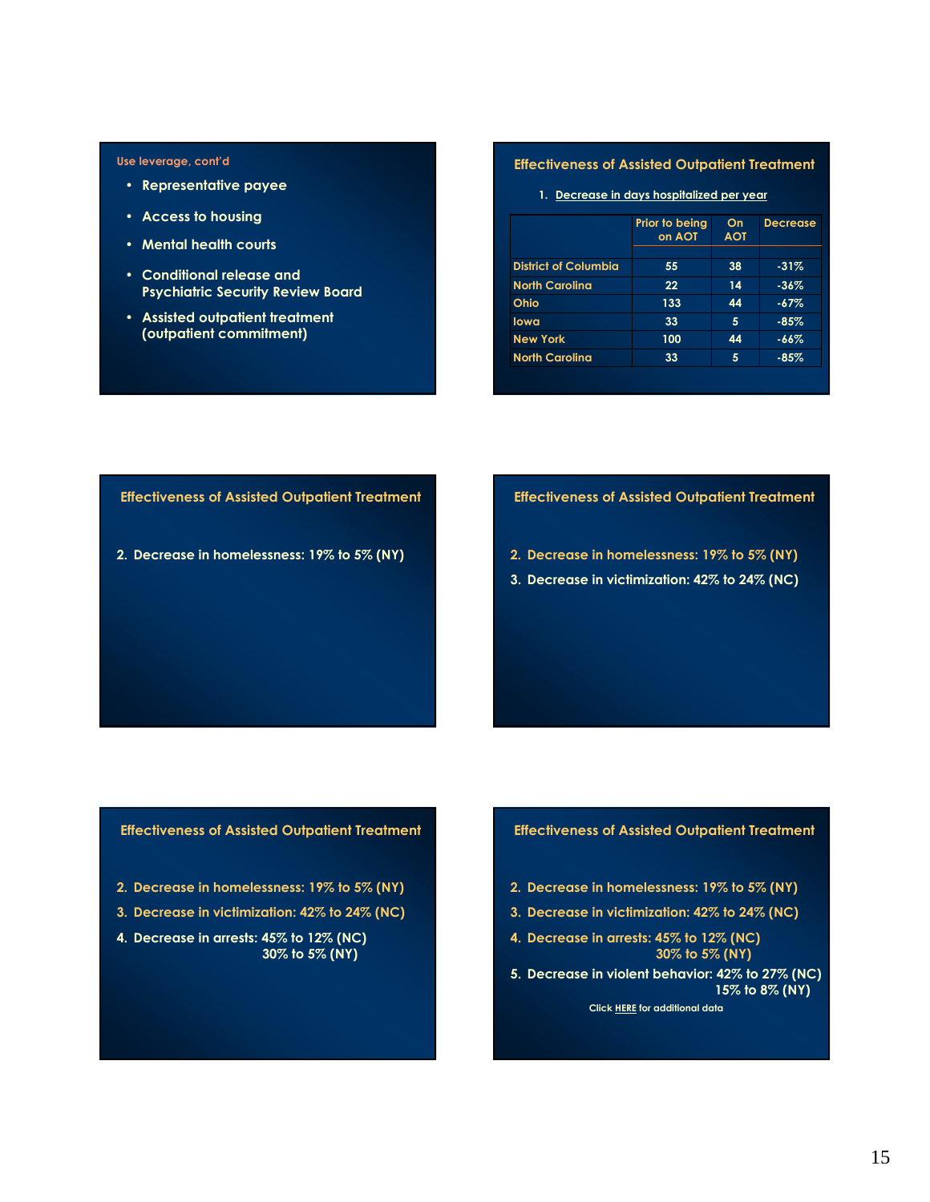### Use leverage, cont'd

- Representative payee
- Access to housing
- Mental health courts
- Conditional release and Psychiatric Security Review Board
- Assisted outpatient treatment (outpatient commitment)

## Effectiveness of Assisted Outpatient Treatment

1. Decrease in days hospitalized per year

| | Prior to being on AOT | On AOT | Decrease |
|---|---|---|---|
| District of Columbia | 55 | 38 | -31% |
| North Carolina | 22 | 14 | -36% |
| Ohio | 133 | 44 | -67% |
| Iowa | 33 | 5 | -85% |
| New York | 100 | 44 | -66% |
| North Carolina | 33 | 5 | -85% |

## Effectiveness of Assisted Outpatient Treatment

2. Decrease in homelessness: 19% to 5% (NY)

## Effectiveness of Assisted Outpatient Treatment

2. Decrease in homelessness: 19% to 5% (NY)
3. Decrease in victimization: 42% to 24% (NC)

## Effectiveness of Assisted Outpatient Treatment

2. Decrease in homelessness: 19% to 5% (NY)
3. Decrease in victimization: 42% to 24% (NC)
4. Decrease in arrests: 45% to 12% (NC)
   30% to 5% (NY)

## Effectiveness of Assisted Outpatient Treatment

2. Decrease in homelessness: 19% to 5% (NY)
3. Decrease in victimization: 42% to 24% (NC)
4. Decrease in arrests: 45% to 12% (NC)
   30% to 5% (NY)
5. Decrease in violent behavior: 42% to 27% (NC)
   15% to 8% (NY)

Click HERE for additional data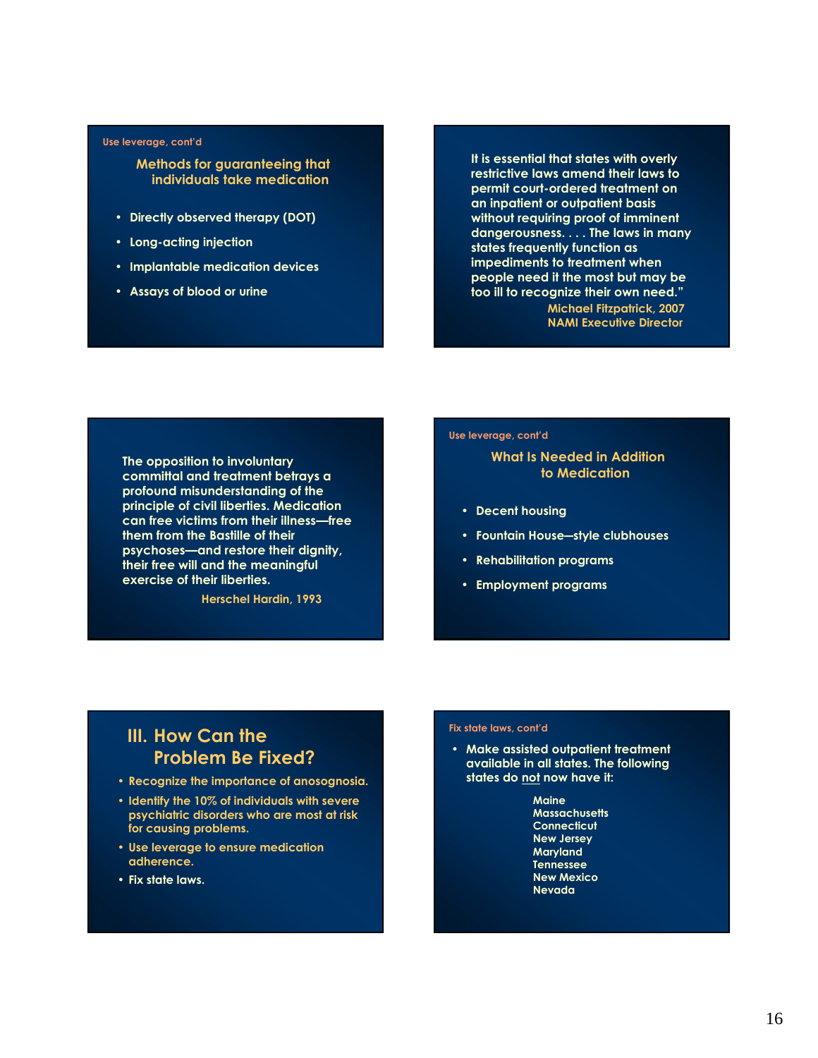Use leverage, cont'd

### Methods for guaranteeing that individuals take medication

- Directly observed therapy (DOT)
- Long-acting injection
- Implantable medication devices
- Assays of blood or urine

It is essential that states with overly restrictive laws amend their laws to permit court-ordered treatment on an inpatient or outpatient basis without requiring proof of imminent dangerousness. . . . The laws in many states frequently function as impediments to treatment when people need it the most but may be too ill to recognize their own need."

Michael Fitzpatrick, 2007
NAMI Executive Director

The opposition to involuntary committal and treatment betrays a profound misunderstanding of the principle of civil liberties. Medication can free victims from their illness—free them from the Bastille of their psychoses—and restore their dignity, their free will and the meaningful exercise of their liberties.

Herschel Hardin, 1993

Use leverage, cont'd

### What Is Needed in Addition to Medication

- Decent housing
- Fountain House–style clubhouses
- Rehabilitation programs
- Employment programs

## III. How Can the Problem Be Fixed?

- Recognize the importance of anosognosia.
- Identify the 10% of individuals with severe psychiatric disorders who are most at risk for causing problems.
- Use leverage to ensure medication adherence.
- Fix state laws.

Fix state laws, cont'd

- Make assisted outpatient treatment available in all states. The following states do not now have it:

  Maine
  Massachusetts
  Connecticut
  New Jersey
  Maryland
  Tennessee
  New Mexico
  Nevada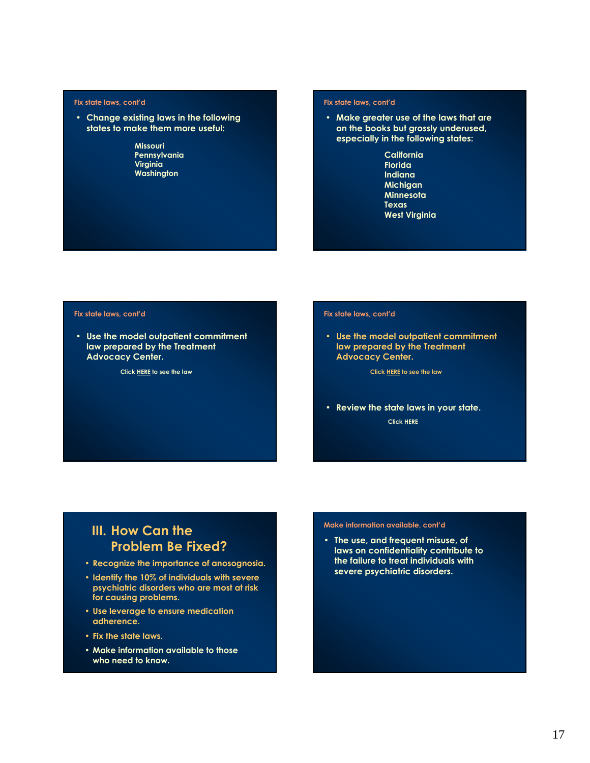Fix state laws, cont'd

- Change existing laws in the following states to make them more useful:

  Missouri
  Pennsylvania
  Virginia
  Washington

Fix state laws, cont'd

- Make greater use of the laws that are on the books but grossly underused, especially in the following states:

  California
  Florida
  Indiana
  Michigan
  Minnesota
  Texas
  West Virginia

Fix state laws, cont'd

- Use the model outpatient commitment law prepared by the Treatment Advocacy Center.

  Click HERE to see the law

Fix state laws, cont'd

- Use the model outpatient commitment law prepared by the Treatment Advocacy Center.

  Click HERE to see the law

- Review the state laws in your state.

  Click HERE

## III. How Can the Problem Be Fixed?

- Recognize the importance of anosognosia.
- Identify the 10% of individuals with severe psychiatric disorders who are most at risk for causing problems.
- Use leverage to ensure medication adherence.
- Fix the state laws.
- Make information available to those who need to know.

Make information available, cont'd

- The use, and frequent misuse, of laws on confidentiality contribute to the failure to treat individuals with severe psychiatric disorders.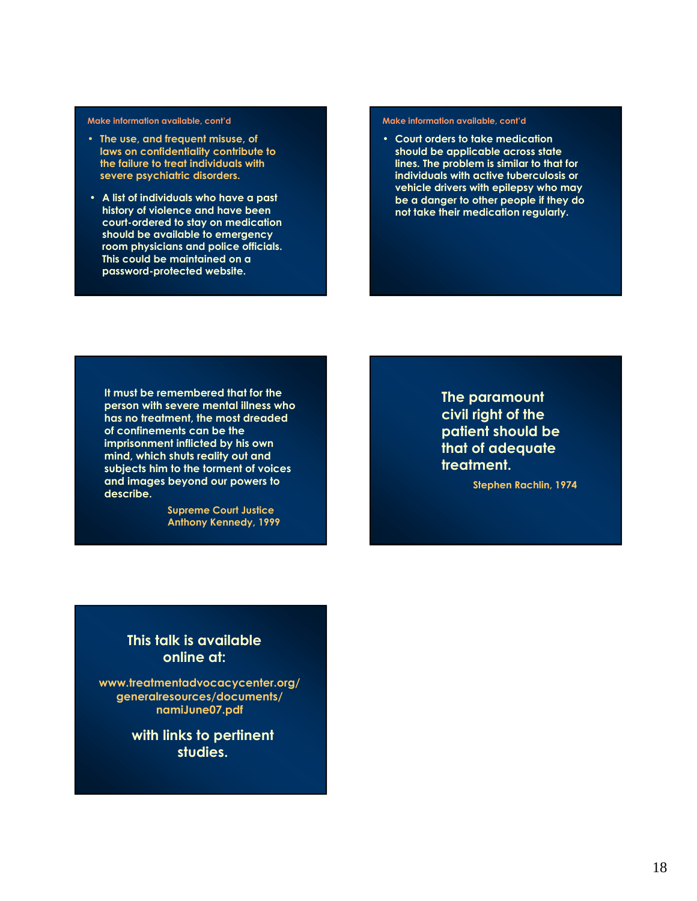Make information available, cont'd

- The use, and frequent misuse, of laws on confidentiality contribute to the failure to treat individuals with severe psychiatric disorders.
- A list of individuals who have a past history of violence and have been court-ordered to stay on medication should be available to emergency room physicians and police officials. This could be maintained on a password-protected website.

Make information available, cont'd

- Court orders to take medication should be applicable across state lines. The problem is similar to that for individuals with active tuberculosis or vehicle drivers with epilepsy who may be a danger to other people if they do not take their medication regularly.

It must be remembered that for the person with severe mental illness who has no treatment, the most dreaded of confinements can be the imprisonment inflicted by his own mind, which shuts reality out and subjects him to the torment of voices and images beyond our powers to describe.

Supreme Court Justice Anthony Kennedy, 1999

The paramount civil right of the patient should be that of adequate treatment.

Stephen Rachlin, 1974

This talk is available online at:

www.treatmentadvocacycenter.org/generalresources/documents/namiJune07.pdf

with links to pertinent studies.